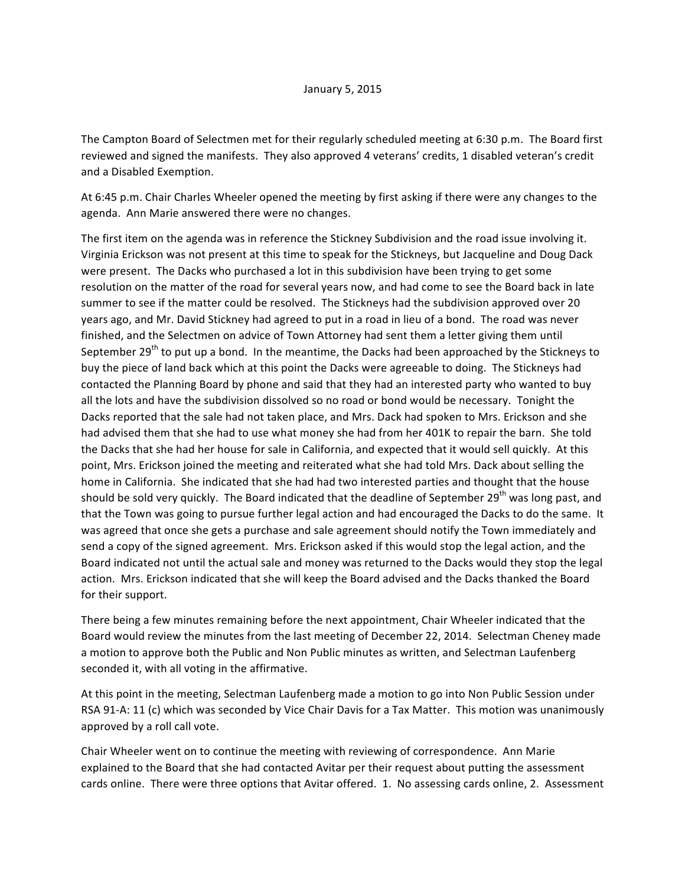January 5, 2015

The Campton Board of Selectmen met for their regularly scheduled meeting at 6:30 p.m. The Board first reviewed and signed the manifests. They also approved 4 veterans' credits, 1 disabled veteran's credit and a Disabled Exemption.

At 6:45 p.m. Chair Charles Wheeler opened the meeting by first asking if there were any changes to the agenda. Ann Marie answered there were no changes.

The first item on the agenda was in reference the Stickney Subdivision and the road issue involving it. Virginia Erickson was not present at this time to speak for the Stickneys, but Jacqueline and Doug Dack were present. The Dacks who purchased a lot in this subdivision have been trying to get some resolution on the matter of the road for several years now, and had come to see the Board back in late summer to see if the matter could be resolved. The Stickneys had the subdivision approved over 20 years ago, and Mr. David Stickney had agreed to put in a road in lieu of a bond. The road was never finished, and the Selectmen on advice of Town Attorney had sent them a letter giving them until September 29th to put up a bond. In the meantime, the Dacks had been approached by the Stickneys to buy the piece of land back which at this point the Dacks were agreeable to doing. The Stickneys had contacted the Planning Board by phone and said that they had an interested party who wanted to buy all the lots and have the subdivision dissolved so no road or bond would be necessary. Tonight the Dacks reported that the sale had not taken place, and Mrs. Dack had spoken to Mrs. Erickson and she had advised them that she had to use what money she had from her 401K to repair the barn. She told the Dacks that she had her house for sale in California, and expected that it would sell quickly. At this point, Mrs. Erickson joined the meeting and reiterated what she had told Mrs. Dack about selling the home in California. She indicated that she had had two interested parties and thought that the house should be sold very quickly. The Board indicated that the deadline of September 29th was long past, and that the Town was going to pursue further legal action and had encouraged the Dacks to do the same. It was agreed that once she gets a purchase and sale agreement should notify the Town immediately and send a copy of the signed agreement. Mrs. Erickson asked if this would stop the legal action, and the Board indicated not until the actual sale and money was returned to the Dacks would they stop the legal action. Mrs. Erickson indicated that she will keep the Board advised and the Dacks thanked the Board for their support.

There being a few minutes remaining before the next appointment, Chair Wheeler indicated that the Board would review the minutes from the last meeting of December 22, 2014. Selectman Cheney made a motion to approve both the Public and Non Public minutes as written, and Selectman Laufenberg seconded it, with all voting in the affirmative.

At this point in the meeting, Selectman Laufenberg made a motion to go into Non Public Session under RSA 91-A: 11 (c) which was seconded by Vice Chair Davis for a Tax Matter. This motion was unanimously approved by a roll call vote.

Chair Wheeler went on to continue the meeting with reviewing of correspondence. Ann Marie explained to the Board that she had contacted Avitar per their request about putting the assessment cards online. There were three options that Avitar offered. 1. No assessing cards online, 2. Assessment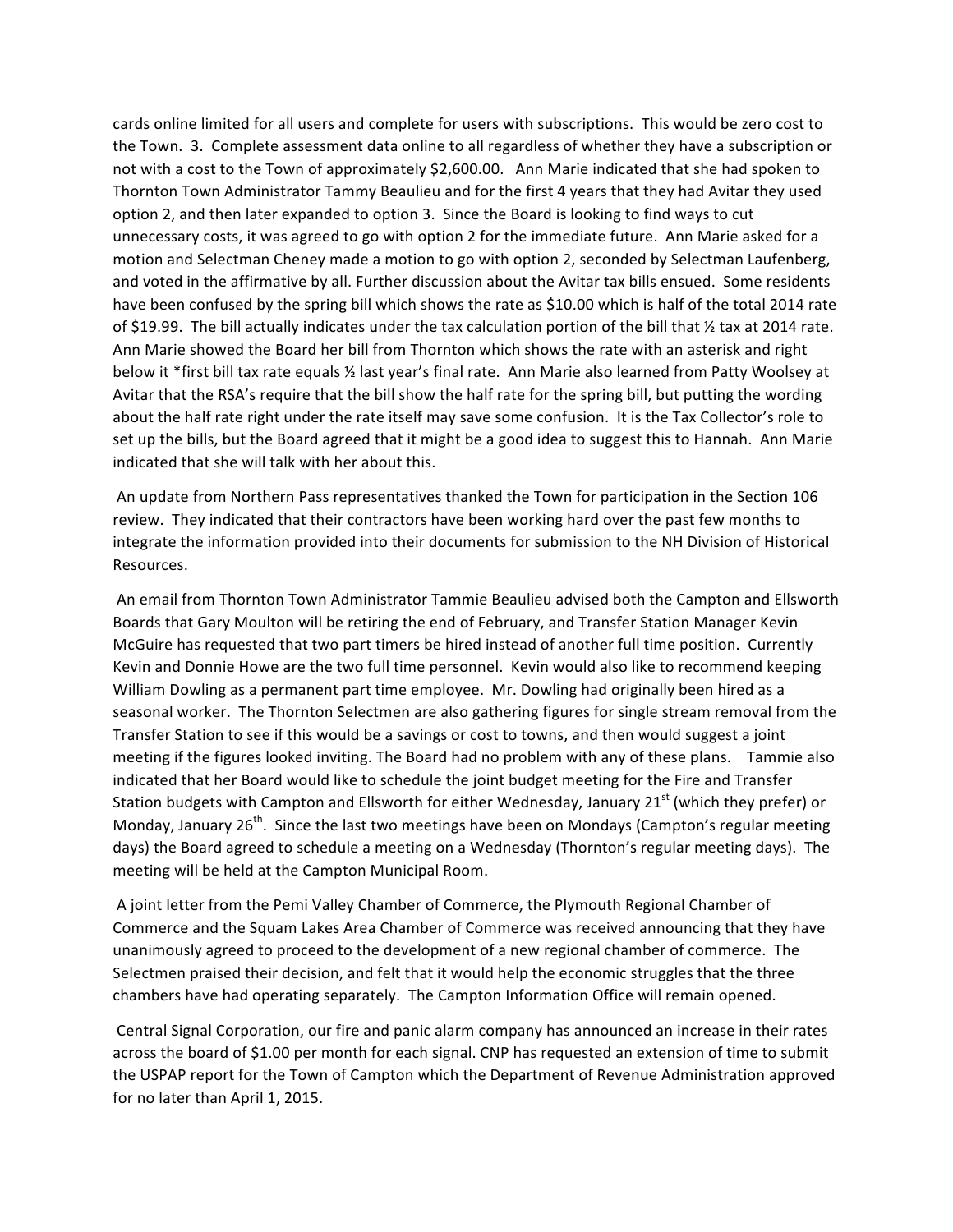cards online limited for all users and complete for users with subscriptions. This would be zero cost to the Town. 3. Complete assessment data online to all regardless of whether they have a subscription or not with a cost to the Town of approximately $2,600.00. Ann Marie indicated that she had spoken to Thornton Town Administrator Tammy Beaulieu and for the first 4 years that they had Avitar they used option 2, and then later expanded to option 3. Since the Board is looking to find ways to cut unnecessary costs, it was agreed to go with option 2 for the immediate future. Ann Marie asked for a motion and Selectman Cheney made a motion to go with option 2, seconded by Selectman Laufenberg, and voted in the affirmative by all. Further discussion about the Avitar tax bills ensued. Some residents have been confused by the spring bill which shows the rate as $10.00 which is half of the total 2014 rate of $19.99. The bill actually indicates under the tax calculation portion of the bill that ½ tax at 2014 rate. Ann Marie showed the Board her bill from Thornton which shows the rate with an asterisk and right below it *first bill tax rate equals ½ last year's final rate. Ann Marie also learned from Patty Woolsey at Avitar that the RSA's require that the bill show the half rate for the spring bill, but putting the wording about the half rate right under the rate itself may save some confusion. It is the Tax Collector's role to set up the bills, but the Board agreed that it might be a good idea to suggest this to Hannah. Ann Marie indicated that she will talk with her about this.

An update from Northern Pass representatives thanked the Town for participation in the Section 106 review. They indicated that their contractors have been working hard over the past few months to integrate the information provided into their documents for submission to the NH Division of Historical Resources.

An email from Thornton Town Administrator Tammie Beaulieu advised both the Campton and Ellsworth Boards that Gary Moulton will be retiring the end of February, and Transfer Station Manager Kevin McGuire has requested that two part timers be hired instead of another full time position. Currently Kevin and Donnie Howe are the two full time personnel. Kevin would also like to recommend keeping William Dowling as a permanent part time employee. Mr. Dowling had originally been hired as a seasonal worker. The Thornton Selectmen are also gathering figures for single stream removal from the Transfer Station to see if this would be a savings or cost to towns, and then would suggest a joint meeting if the figures looked inviting. The Board had no problem with any of these plans. Tammie also indicated that her Board would like to schedule the joint budget meeting for the Fire and Transfer Station budgets with Campton and Ellsworth for either Wednesday, January 21st (which they prefer) or Monday, January 26th. Since the last two meetings have been on Mondays (Campton's regular meeting days) the Board agreed to schedule a meeting on a Wednesday (Thornton's regular meeting days). The meeting will be held at the Campton Municipal Room.

A joint letter from the Pemi Valley Chamber of Commerce, the Plymouth Regional Chamber of Commerce and the Squam Lakes Area Chamber of Commerce was received announcing that they have unanimously agreed to proceed to the development of a new regional chamber of commerce. The Selectmen praised their decision, and felt that it would help the economic struggles that the three chambers have had operating separately. The Campton Information Office will remain opened.

Central Signal Corporation, our fire and panic alarm company has announced an increase in their rates across the board of $1.00 per month for each signal. CNP has requested an extension of time to submit the USPAP report for the Town of Campton which the Department of Revenue Administration approved for no later than April 1, 2015.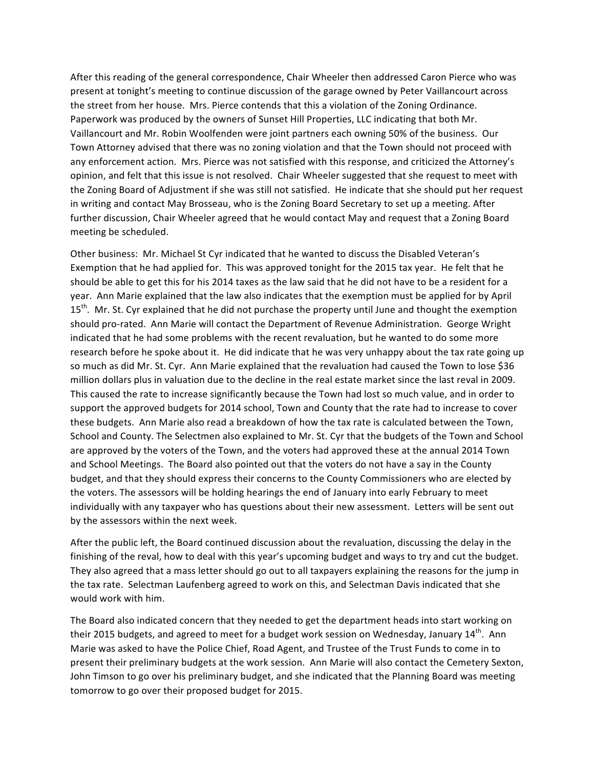After this reading of the general correspondence, Chair Wheeler then addressed Caron Pierce who was present at tonight's meeting to continue discussion of the garage owned by Peter Vaillancourt across the street from her house. Mrs. Pierce contends that this a violation of the Zoning Ordinance. Paperwork was produced by the owners of Sunset Hill Properties, LLC indicating that both Mr. Vaillancourt and Mr. Robin Woolfenden were joint partners each owning 50% of the business. Our Town Attorney advised that there was no zoning violation and that the Town should not proceed with any enforcement action. Mrs. Pierce was not satisfied with this response, and criticized the Attorney's opinion, and felt that this issue is not resolved. Chair Wheeler suggested that she request to meet with the Zoning Board of Adjustment if she was still not satisfied. He indicate that she should put her request in writing and contact May Brosseau, who is the Zoning Board Secretary to set up a meeting. After further discussion, Chair Wheeler agreed that he would contact May and request that a Zoning Board meeting be scheduled.

Other business: Mr. Michael St Cyr indicated that he wanted to discuss the Disabled Veteran's Exemption that he had applied for. This was approved tonight for the 2015 tax year. He felt that he should be able to get this for his 2014 taxes as the law said that he did not have to be a resident for a year. Ann Marie explained that the law also indicates that the exemption must be applied for by April 15th. Mr. St. Cyr explained that he did not purchase the property until June and thought the exemption should pro-rated. Ann Marie will contact the Department of Revenue Administration. George Wright indicated that he had some problems with the recent revaluation, but he wanted to do some more research before he spoke about it. He did indicate that he was very unhappy about the tax rate going up so much as did Mr. St. Cyr. Ann Marie explained that the revaluation had caused the Town to lose $36 million dollars plus in valuation due to the decline in the real estate market since the last reval in 2009. This caused the rate to increase significantly because the Town had lost so much value, and in order to support the approved budgets for 2014 school, Town and County that the rate had to increase to cover these budgets. Ann Marie also read a breakdown of how the tax rate is calculated between the Town, School and County. The Selectmen also explained to Mr. St. Cyr that the budgets of the Town and School are approved by the voters of the Town, and the voters had approved these at the annual 2014 Town and School Meetings. The Board also pointed out that the voters do not have a say in the County budget, and that they should express their concerns to the County Commissioners who are elected by the voters. The assessors will be holding hearings the end of January into early February to meet individually with any taxpayer who has questions about their new assessment. Letters will be sent out by the assessors within the next week.

After the public left, the Board continued discussion about the revaluation, discussing the delay in the finishing of the reval, how to deal with this year's upcoming budget and ways to try and cut the budget. They also agreed that a mass letter should go out to all taxpayers explaining the reasons for the jump in the tax rate. Selectman Laufenberg agreed to work on this, and Selectman Davis indicated that she would work with him.

The Board also indicated concern that they needed to get the department heads into start working on their 2015 budgets, and agreed to meet for a budget work session on Wednesday, January 14th. Ann Marie was asked to have the Police Chief, Road Agent, and Trustee of the Trust Funds to come in to present their preliminary budgets at the work session. Ann Marie will also contact the Cemetery Sexton, John Timson to go over his preliminary budget, and she indicated that the Planning Board was meeting tomorrow to go over their proposed budget for 2015.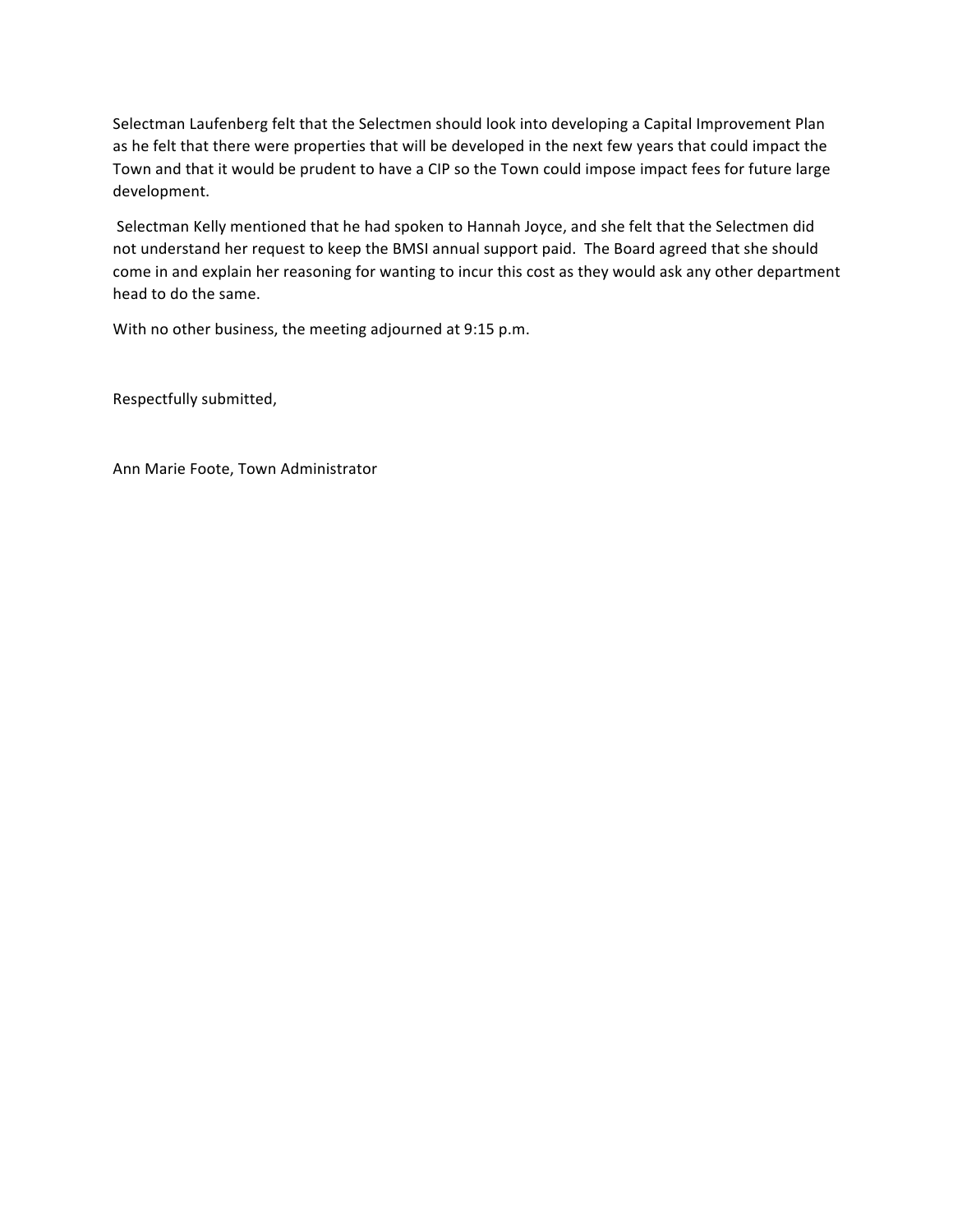Selectman Laufenberg felt that the Selectmen should look into developing a Capital Improvement Plan as he felt that there were properties that will be developed in the next few years that could impact the Town and that it would be prudent to have a CIP so the Town could impose impact fees for future large development.

Selectman Kelly mentioned that he had spoken to Hannah Joyce, and she felt that the Selectmen did not understand her request to keep the BMSI annual support paid. The Board agreed that she should come in and explain her reasoning for wanting to incur this cost as they would ask any other department head to do the same.

With no other business, the meeting adjourned at 9:15 p.m.

Respectfully submitted,

Ann Marie Foote, Town Administrator